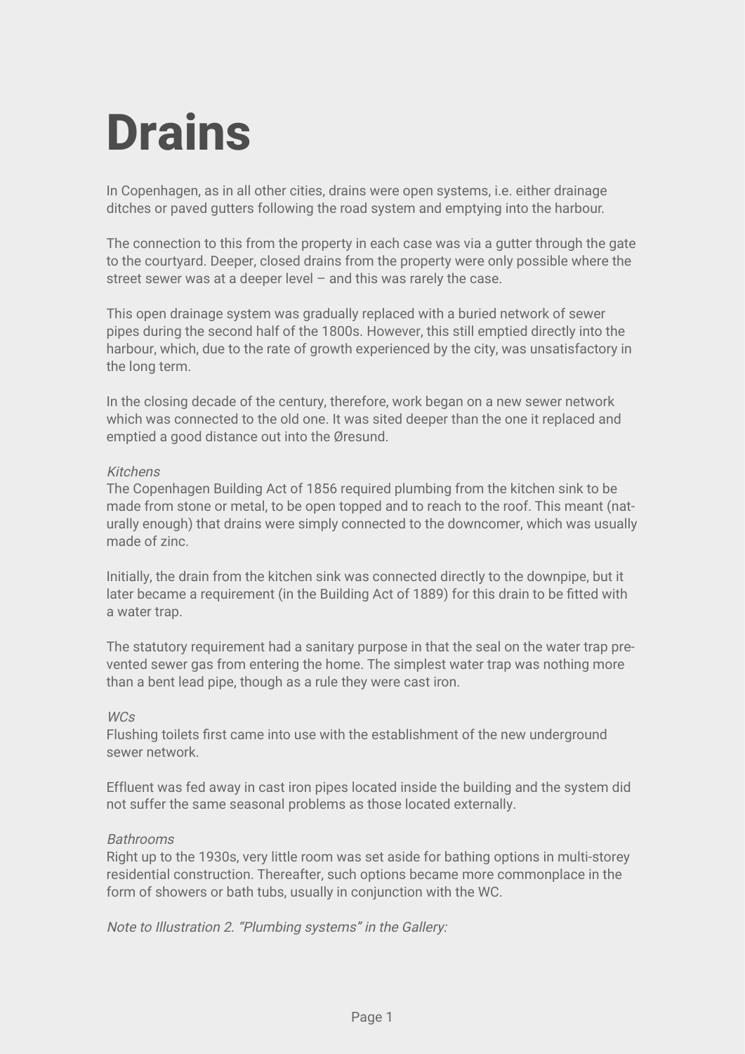# Drains

In Copenhagen, as in all other cities, drains were open systems, i.e. either drainage ditches or paved gutters following the road system and emptying into the harbour.

The connection to this from the property in each case was via a gutter through the gate to the courtyard. Deeper, closed drains from the property were only possible where the street sewer was at a deeper level – and this was rarely the case.

This open drainage system was gradually replaced with a buried network of sewer pipes during the second half of the 1800s. However, this still emptied directly into the harbour, which, due to the rate of growth experienced by the city, was unsatisfactory in the long term.

In the closing decade of the century, therefore, work began on a new sewer network which was connected to the old one. It was sited deeper than the one it replaced and emptied a good distance out into the Øresund.

*Kitchens*
The Copenhagen Building Act of 1856 required plumbing from the kitchen sink to be made from stone or metal, to be open topped and to reach to the roof. This meant (naturally enough) that drains were simply connected to the downcomer, which was usually made of zinc.

Initially, the drain from the kitchen sink was connected directly to the downpipe, but it later became a requirement (in the Building Act of 1889) for this drain to be fitted with a water trap.

The statutory requirement had a sanitary purpose in that the seal on the water trap prevented sewer gas from entering the home. The simplest water trap was nothing more than a bent lead pipe, though as a rule they were cast iron.

*WCs*
Flushing toilets first came into use with the establishment of the new underground sewer network.

Effluent was fed away in cast iron pipes located inside the building and the system did not suffer the same seasonal problems as those located externally.

*Bathrooms*
Right up to the 1930s, very little room was set aside for bathing options in multi-storey residential construction. Thereafter, such options became more commonplace in the form of showers or bath tubs, usually in conjunction with the WC.

*Note to Illustration 2. "Plumbing systems" in the Gallery:*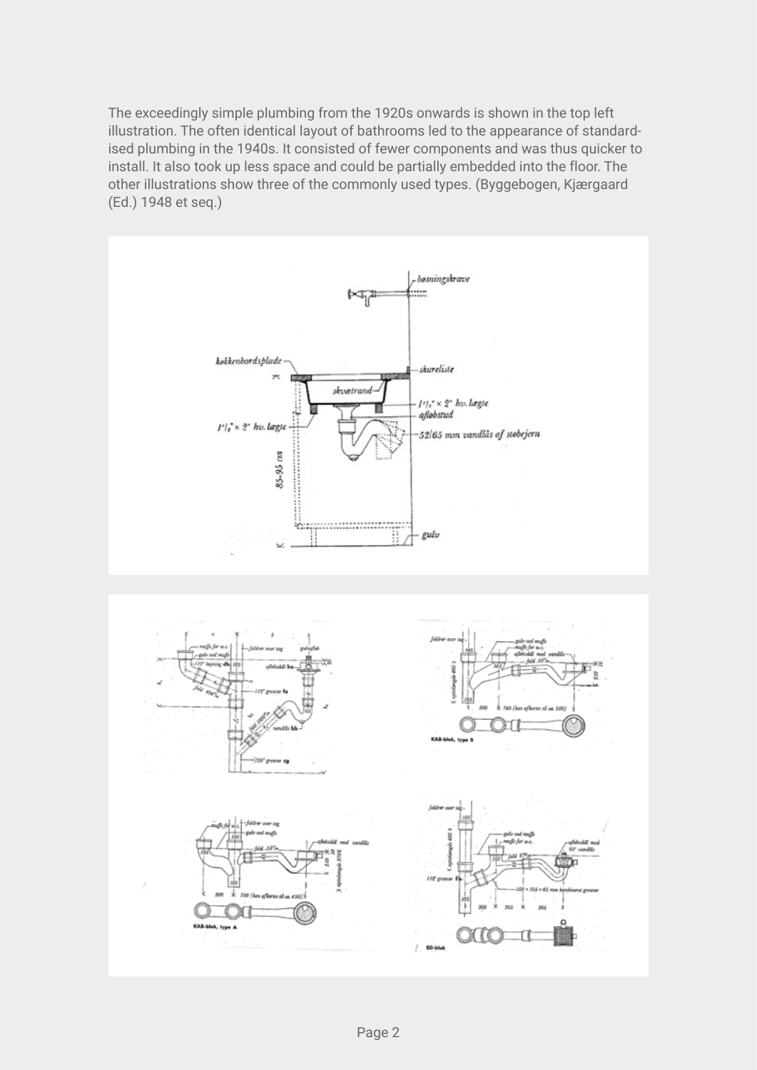The exceedingly simple plumbing from the 1920s onwards is shown in the top left illustration. The often identical layout of bathrooms led to the appearance of standardised plumbing in the 1940s. It consisted of fewer components and was thus quicker to install. It also took up less space and could be partially embedded into the floor. The other illustrations show three of the commonly used types. (Byggebogen, Kjærgaard (Ed.) 1948 et seq.)